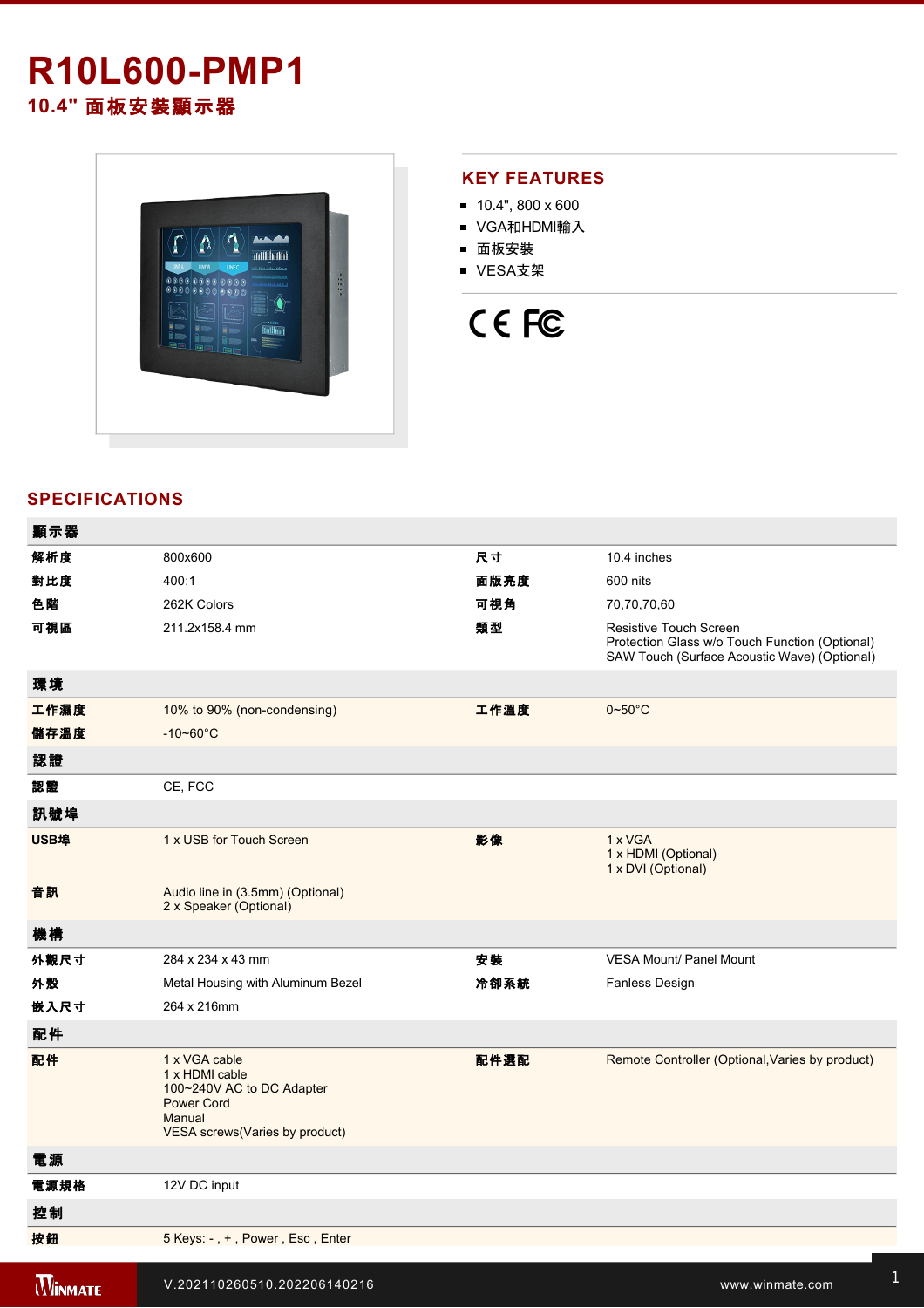# R10L600-PMP1

## 10.4" 面板安裝顯示器

## KEY FEATURES

- 10.4", 800 x 600
- VGA和HDMI輸入
- 面板安裝
- VESA支架

## SPECIFICATIONS

| 顯示器 | | | |
|---|---|---|---|
| 解析度 | 800x600 | 尺寸 | 10.4 inches |
| 對比度 | 400:1 | 面版亮度 | 600 nits |
| 色階 | 262K Colors | 可視角 | 70,70,70,60 |
| 可視區 | 211.2x158.4 mm | 類型 | Resistive Touch Screen<br>Protection Glass w/o Touch Function (Optional)<br>SAW Touch (Surface Acoustic Wave) (Optional) |
| **環境** | | | |
| 工作濕度 | 10% to 90% (non-condensing) | 工作溫度 | 0~50°C |
| 儲存溫度 | -10~60°C | | |
| **認證** | | | |
| 認證 | CE, FCC | | |
| **訊號埠** | | | |
| USB埠 | 1 x USB for Touch Screen | 影像 | 1 x VGA<br>1 x HDMI (Optional)<br>1 x DVI (Optional) |
| 音訊 | Audio line in (3.5mm) (Optional)<br>2 x Speaker (Optional) | | |
| **機構** | | | |
| 外觀尺寸 | 284 x 234 x 43 mm | 安裝 | VESA Mount/ Panel Mount |
| 外殼 | Metal Housing with Aluminum Bezel | 冷卻系統 | Fanless Design |
| 嵌入尺寸 | 264 x 216mm | | |
| **配件** | | | |
| 配件 | 1 x VGA cable<br>1 x HDMI cable<br>100~240V AC to DC Adapter<br>Power Cord<br>Manual<br>VESA screws(Varies by product) | 配件選配 | Remote Controller (Optional,Varies by product) |
| **電源** | | | |
| 電源規格 | 12V DC input | | |
| **控制** | | | |
| 按鈕 | 5 Keys: - , + , Power , Esc , Enter | | |

V.202110260510.202206140216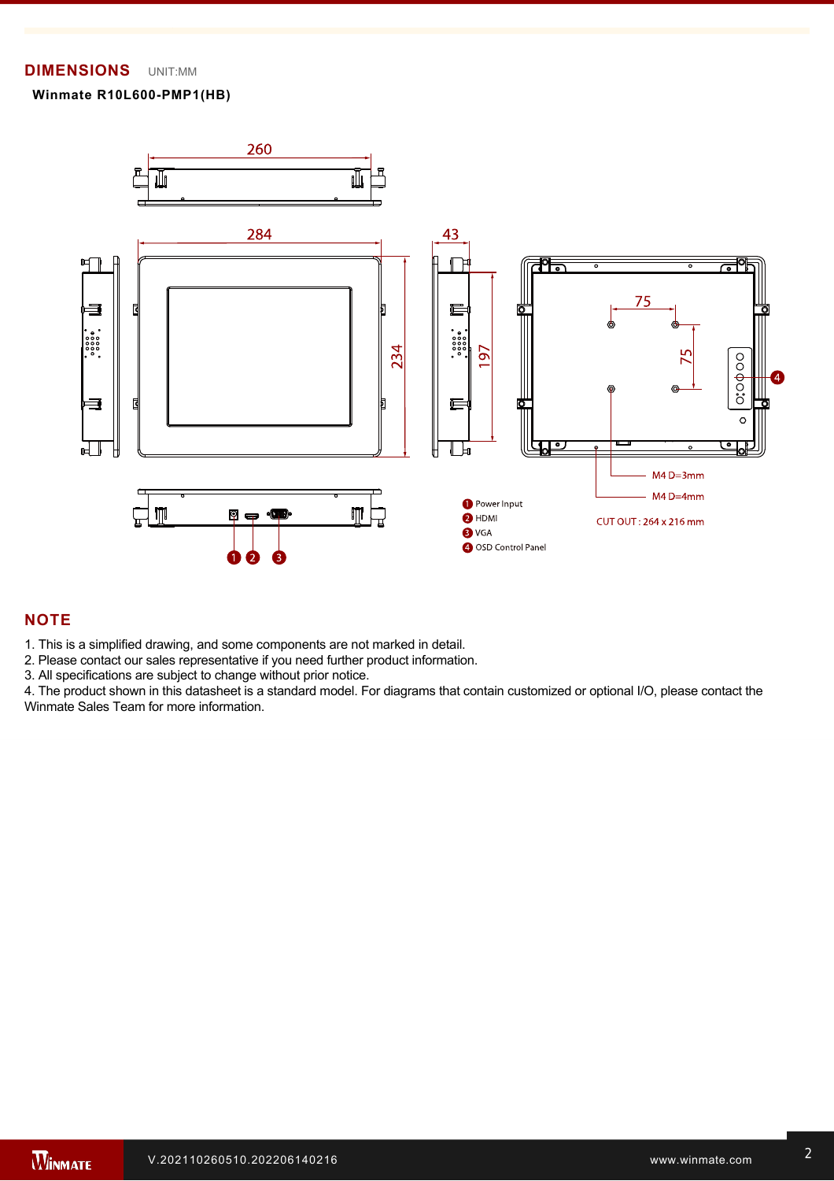## DIMENSIONS UNIT:MM

**Winmate R10L600-PMP1(HB)**

260

284

43

234

197

75

75

M4 D=3mm

M4 D=4mm

CUT OUT : 264 x 216 mm

1 Power Input
2 HDMI
3 VGA
4 OSD Control Panel

## NOTE

1. This is a simplified drawing, and some components are not marked in detail.
2. Please contact our sales representative if you need further product information.
3. All specifications are subject to change without prior notice.
4. The product shown in this datasheet is a standard model. For diagrams that contain customized or optional I/O, please contact the Winmate Sales Team for more information.